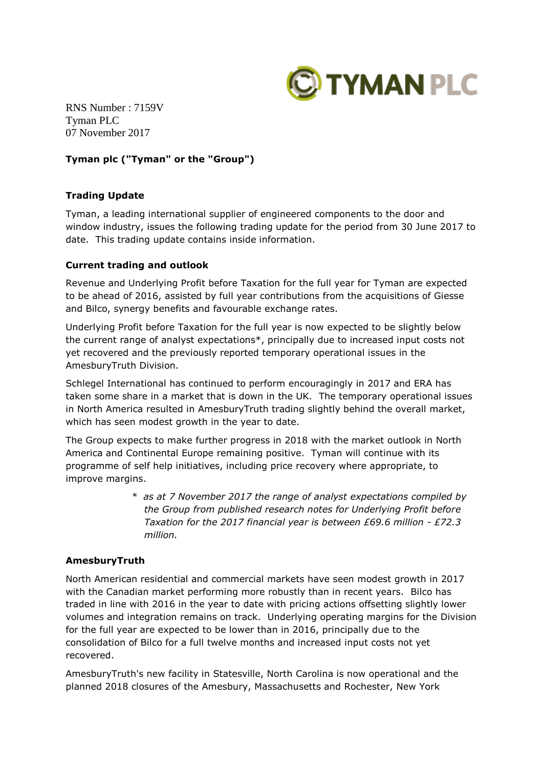RNS Number : 7159V
Tyman PLC
07 November 2017

**Tyman plc ("Tyman" or the "Group")**

**Trading Update**

Tyman, a leading international supplier of engineered components to the door and window industry, issues the following trading update for the period from 30 June 2017 to date. This trading update contains inside information.

**Current trading and outlook**

Revenue and Underlying Profit before Taxation for the full year for Tyman are expected to be ahead of 2016, assisted by full year contributions from the acquisitions of Giesse and Bilco, synergy benefits and favourable exchange rates.

Underlying Profit before Taxation for the full year is now expected to be slightly below the current range of analyst expectations*, principally due to increased input costs not yet recovered and the previously reported temporary operational issues in the AmesburyTruth Division.

Schlegel International has continued to perform encouragingly in 2017 and ERA has taken some share in a market that is down in the UK. The temporary operational issues in North America resulted in AmesburyTruth trading slightly behind the overall market, which has seen modest growth in the year to date.

The Group expects to make further progress in 2018 with the market outlook in North America and Continental Europe remaining positive. Tyman will continue with its programme of self help initiatives, including price recovery where appropriate, to improve margins.

\* *as at 7 November 2017 the range of analyst expectations compiled by the Group from published research notes for Underlying Profit before Taxation for the 2017 financial year is between £69.6 million - £72.3 million.*

**AmesburyTruth**

North American residential and commercial markets have seen modest growth in 2017 with the Canadian market performing more robustly than in recent years. Bilco has traded in line with 2016 in the year to date with pricing actions offsetting slightly lower volumes and integration remains on track. Underlying operating margins for the Division for the full year are expected to be lower than in 2016, principally due to the consolidation of Bilco for a full twelve months and increased input costs not yet recovered.

AmesburyTruth's new facility in Statesville, North Carolina is now operational and the planned 2018 closures of the Amesbury, Massachusetts and Rochester, New York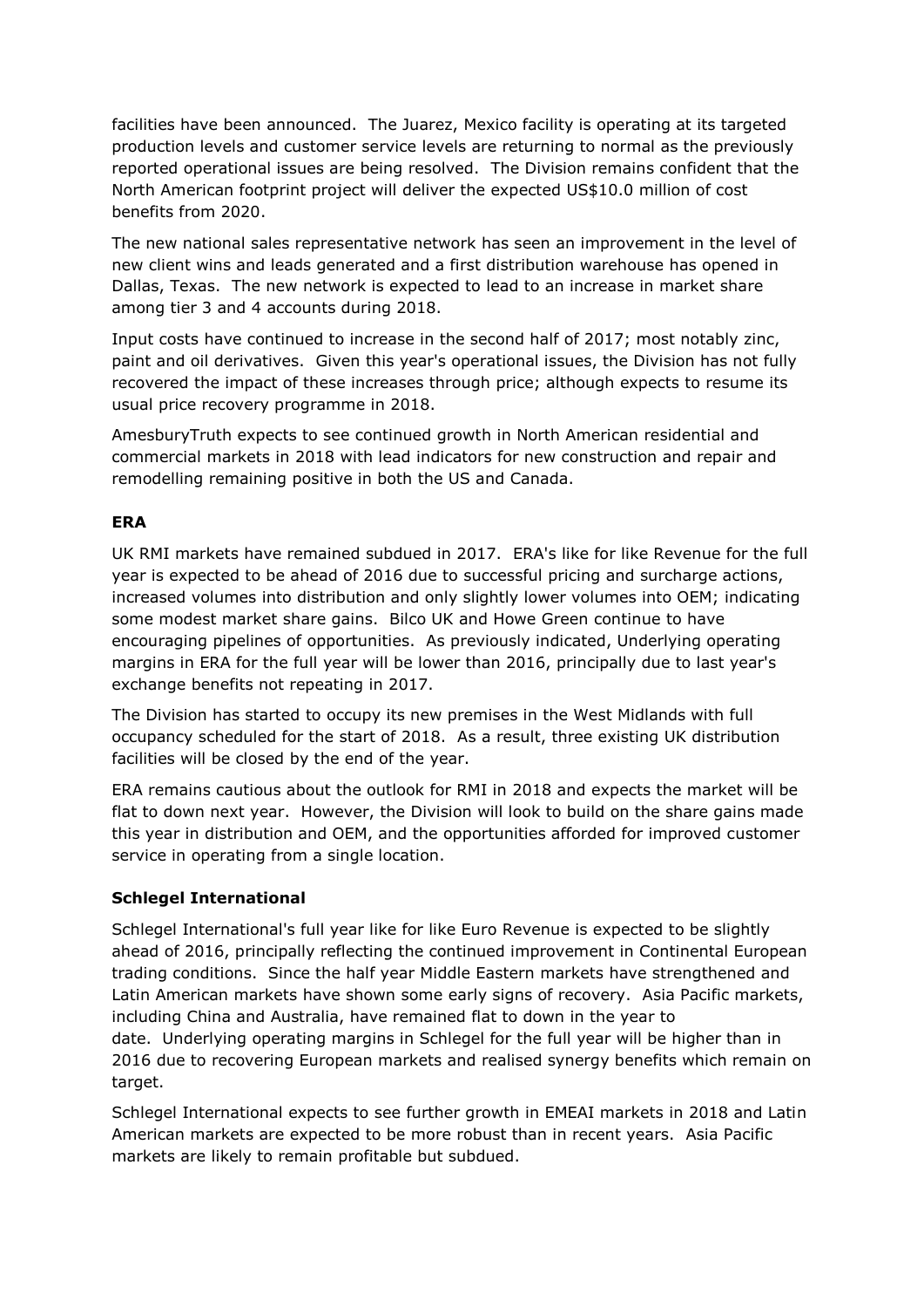facilities have been announced. The Juarez, Mexico facility is operating at its targeted production levels and customer service levels are returning to normal as the previously reported operational issues are being resolved. The Division remains confident that the North American footprint project will deliver the expected US$10.0 million of cost benefits from 2020.

The new national sales representative network has seen an improvement in the level of new client wins and leads generated and a first distribution warehouse has opened in Dallas, Texas. The new network is expected to lead to an increase in market share among tier 3 and 4 accounts during 2018.

Input costs have continued to increase in the second half of 2017; most notably zinc, paint and oil derivatives. Given this year's operational issues, the Division has not fully recovered the impact of these increases through price; although expects to resume its usual price recovery programme in 2018.

AmesburyTruth expects to see continued growth in North American residential and commercial markets in 2018 with lead indicators for new construction and repair and remodelling remaining positive in both the US and Canada.

**ERA**

UK RMI markets have remained subdued in 2017. ERA's like for like Revenue for the full year is expected to be ahead of 2016 due to successful pricing and surcharge actions, increased volumes into distribution and only slightly lower volumes into OEM; indicating some modest market share gains. Bilco UK and Howe Green continue to have encouraging pipelines of opportunities. As previously indicated, Underlying operating margins in ERA for the full year will be lower than 2016, principally due to last year's exchange benefits not repeating in 2017.

The Division has started to occupy its new premises in the West Midlands with full occupancy scheduled for the start of 2018. As a result, three existing UK distribution facilities will be closed by the end of the year.

ERA remains cautious about the outlook for RMI in 2018 and expects the market will be flat to down next year. However, the Division will look to build on the share gains made this year in distribution and OEM, and the opportunities afforded for improved customer service in operating from a single location.

**Schlegel International**

Schlegel International's full year like for like Euro Revenue is expected to be slightly ahead of 2016, principally reflecting the continued improvement in Continental European trading conditions. Since the half year Middle Eastern markets have strengthened and Latin American markets have shown some early signs of recovery. Asia Pacific markets, including China and Australia, have remained flat to down in the year to date. Underlying operating margins in Schlegel for the full year will be higher than in 2016 due to recovering European markets and realised synergy benefits which remain on target.

Schlegel International expects to see further growth in EMEAI markets in 2018 and Latin American markets are expected to be more robust than in recent years. Asia Pacific markets are likely to remain profitable but subdued.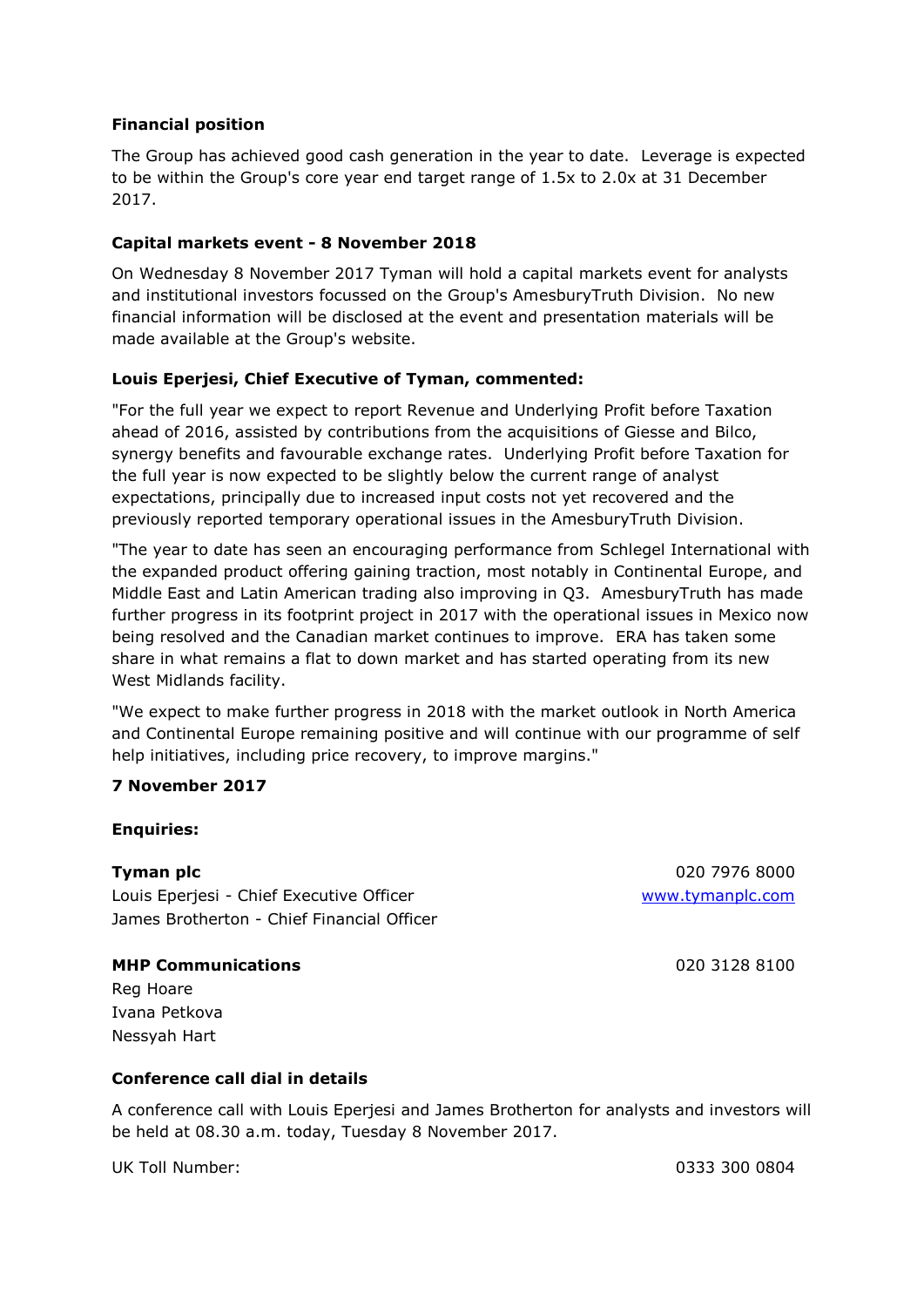**Financial position**

The Group has achieved good cash generation in the year to date. Leverage is expected to be within the Group's core year end target range of 1.5x to 2.0x at 31 December 2017.

**Capital markets event - 8 November 2018**

On Wednesday 8 November 2017 Tyman will hold a capital markets event for analysts and institutional investors focussed on the Group's AmesburyTruth Division. No new financial information will be disclosed at the event and presentation materials will be made available at the Group's website.

**Louis Eperjesi, Chief Executive of Tyman, commented:**

"For the full year we expect to report Revenue and Underlying Profit before Taxation ahead of 2016, assisted by contributions from the acquisitions of Giesse and Bilco, synergy benefits and favourable exchange rates. Underlying Profit before Taxation for the full year is now expected to be slightly below the current range of analyst expectations, principally due to increased input costs not yet recovered and the previously reported temporary operational issues in the AmesburyTruth Division.

"The year to date has seen an encouraging performance from Schlegel International with the expanded product offering gaining traction, most notably in Continental Europe, and Middle East and Latin American trading also improving in Q3. AmesburyTruth has made further progress in its footprint project in 2017 with the operational issues in Mexico now being resolved and the Canadian market continues to improve. ERA has taken some share in what remains a flat to down market and has started operating from its new West Midlands facility.

"We expect to make further progress in 2018 with the market outlook in North America and Continental Europe remaining positive and will continue with our programme of self help initiatives, including price recovery, to improve margins."

**7 November 2017**

**Enquiries:**

| | |
|---|---|
| **Tyman plc** | 020 7976 8000 |
| Louis Eperjesi - Chief Executive Officer | www.tymanplc.com |
| James Brotherton - Chief Financial Officer | |
| | |
| **MHP Communications** | 020 3128 8100 |
| Reg Hoare | |
| Ivana Petkova | |
| Nessyah Hart | |

**Conference call dial in details**

A conference call with Louis Eperjesi and James Brotherton for analysts and investors will be held at 08.30 a.m. today, Tuesday 8 November 2017.

UK Toll Number: 0333 300 0804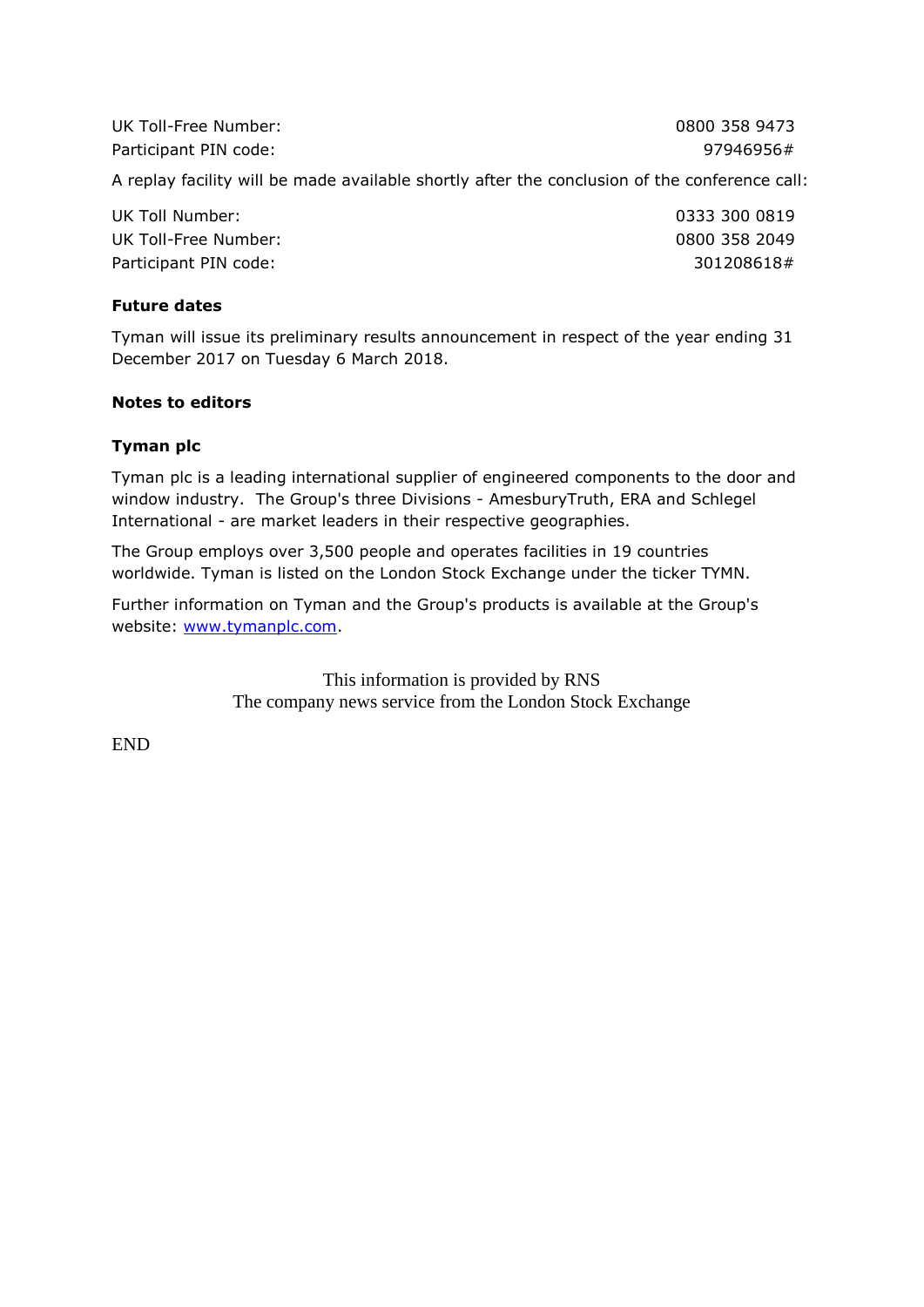| | |
|---|---|
| UK Toll-Free Number: | 0800 358 9473 |
| Participant PIN code: | 97946956# |

A replay facility will be made available shortly after the conclusion of the conference call:

| | |
|---|---|
| UK Toll Number: | 0333 300 0819 |
| UK Toll-Free Number: | 0800 358 2049 |
| Participant PIN code: | 301208618# |

**Future dates**

Tyman will issue its preliminary results announcement in respect of the year ending 31 December 2017 on Tuesday 6 March 2018.

**Notes to editors**

**Tyman plc**

Tyman plc is a leading international supplier of engineered components to the door and window industry. The Group's three Divisions - AmesburyTruth, ERA and Schlegel International - are market leaders in their respective geographies.

The Group employs over 3,500 people and operates facilities in 19 countries worldwide. Tyman is listed on the London Stock Exchange under the ticker TYMN.

Further information on Tyman and the Group's products is available at the Group's website: [www.tymanplc.com](http://www.tymanplc.com).

This information is provided by RNS
The company news service from the London Stock Exchange

END